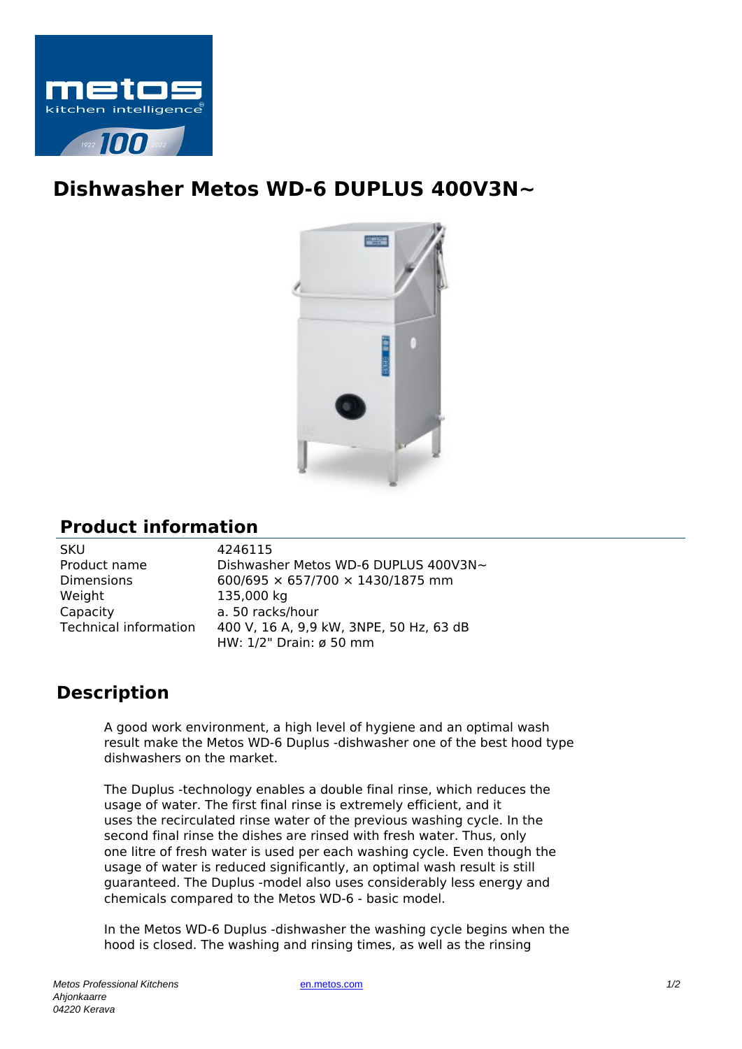# Dishwasher Metos WD-6 DUPLUS 400V3N~

## Product information

| | |
|---|---|
| SKU | 4246115 |
| Product name | Dishwasher Metos WD-6 DUPLUS 400V3N~ |
| Dimensions | 600/695 × 657/700 × 1430/1875 mm |
| Weight | 135,000 kg |
| Capacity | a. 50 racks/hour |
| Technical information | 400 V, 16 A, 9,9 kW, 3NPE, 50 Hz, 63 dB<br>HW: 1/2" Drain: ø 50 mm |

## Description

A good work environment, a high level of hygiene and an optimal wash result make the Metos WD-6 Duplus -dishwasher one of the best hood type dishwashers on the market.

The Duplus -technology enables a double final rinse, which reduces the usage of water. The first final rinse is extremely efficient, and it uses the recirculated rinse water of the previous washing cycle. In the second final rinse the dishes are rinsed with fresh water. Thus, only one litre of fresh water is used per each washing cycle. Even though the usage of water is reduced significantly, an optimal wash result is still guaranteed. The Duplus -model also uses considerably less energy and chemicals compared to the Metos WD-6 - basic model.

In the Metos WD-6 Duplus -dishwasher the washing cycle begins when the hood is closed. The washing and rinsing times, as well as the rinsing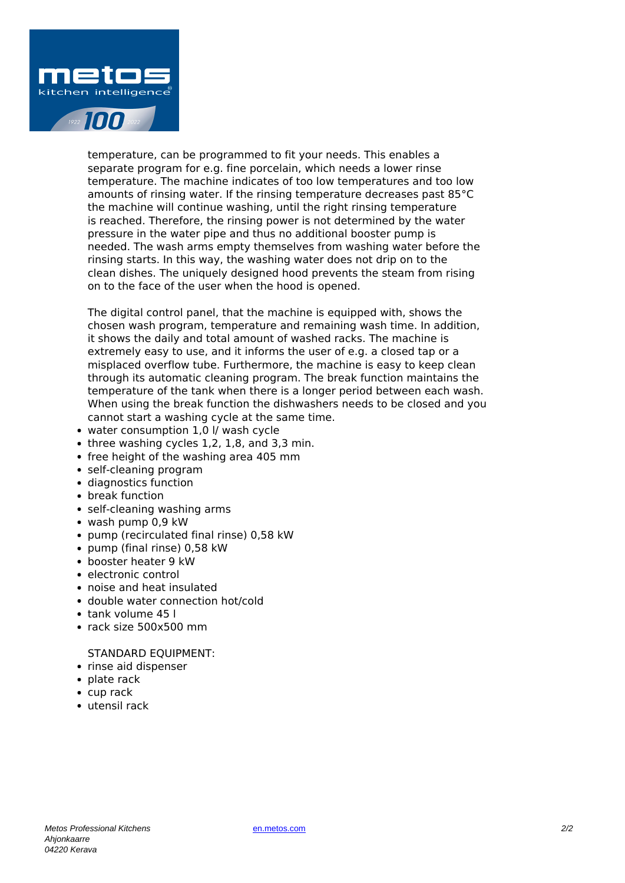temperature, can be programmed to fit your needs. This enables a separate program for e.g. fine porcelain, which needs a lower rinse temperature. The machine indicates of too low temperatures and too low amounts of rinsing water. If the rinsing temperature decreases past 85°C the machine will continue washing, until the right rinsing temperature is reached. Therefore, the rinsing power is not determined by the water pressure in the water pipe and thus no additional booster pump is needed. The wash arms empty themselves from washing water before the rinsing starts. In this way, the washing water does not drip on to the clean dishes. The uniquely designed hood prevents the steam from rising on to the face of the user when the hood is opened.

The digital control panel, that the machine is equipped with, shows the chosen wash program, temperature and remaining wash time. In addition, it shows the daily and total amount of washed racks. The machine is extremely easy to use, and it informs the user of e.g. a closed tap or a misplaced overflow tube. Furthermore, the machine is easy to keep clean through its automatic cleaning program. The break function maintains the temperature of the tank when there is a longer period between each wash. When using the break function the dishwashers needs to be closed and you cannot start a washing cycle at the same time.

- water consumption 1,0 l/ wash cycle
- three washing cycles 1,2, 1,8, and 3,3 min.
- free height of the washing area 405 mm
- self-cleaning program
- diagnostics function
- break function
- self-cleaning washing arms
- wash pump 0,9 kW
- pump (recirculated final rinse) 0,58 kW
- pump (final rinse) 0,58 kW
- booster heater 9 kW
- electronic control
- noise and heat insulated
- double water connection hot/cold
- tank volume 45 l
- rack size 500x500 mm

STANDARD EQUIPMENT:

- rinse aid dispenser
- plate rack
- cup rack
- utensil rack

*Metos Professional Kitchens*
*Ahjonkaarre*
*04220 Kerava*

en.metos.com